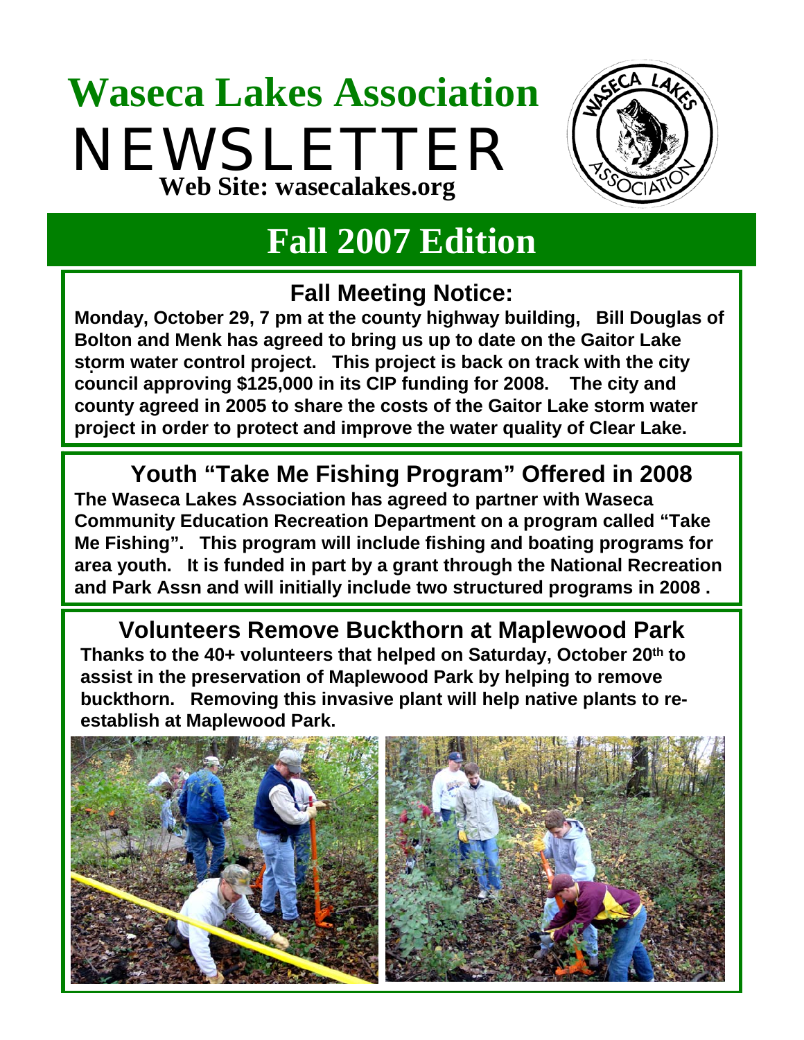# Waseca Lakes Association

# NEWSLETTER

**Web Site: wasecalakes.org**

## Fall 2007 Edition

### Fall Meeting Notice:

**Monday, October 29, 7 pm at the county highway building, Bill Douglas of Bolton and Menk has agreed to bring us up to date on the Gaitor Lake storm water control project. This project is back on track with the city council approving $125,000 in its CIP funding for 2008. The city and county agreed in 2005 to share the costs of the Gaitor Lake storm water project in order to protect and improve the water quality of Clear Lake.**

### Youth "Take Me Fishing Program" Offered in 2008

**The Waseca Lakes Association has agreed to partner with Waseca Community Education Recreation Department on a program called "Take Me Fishing". This program will include fishing and boating programs for area youth. It is funded in part by a grant through the National Recreation and Park Assn and will initially include two structured programs in 2008 .**

### Volunteers Remove Buckthorn at Maplewood Park

**Thanks to the 40+ volunteers that helped on Saturday, October 20th to assist in the preservation of Maplewood Park by helping to remove buckthorn. Removing this invasive plant will help native plants to re-establish at Maplewood Park.**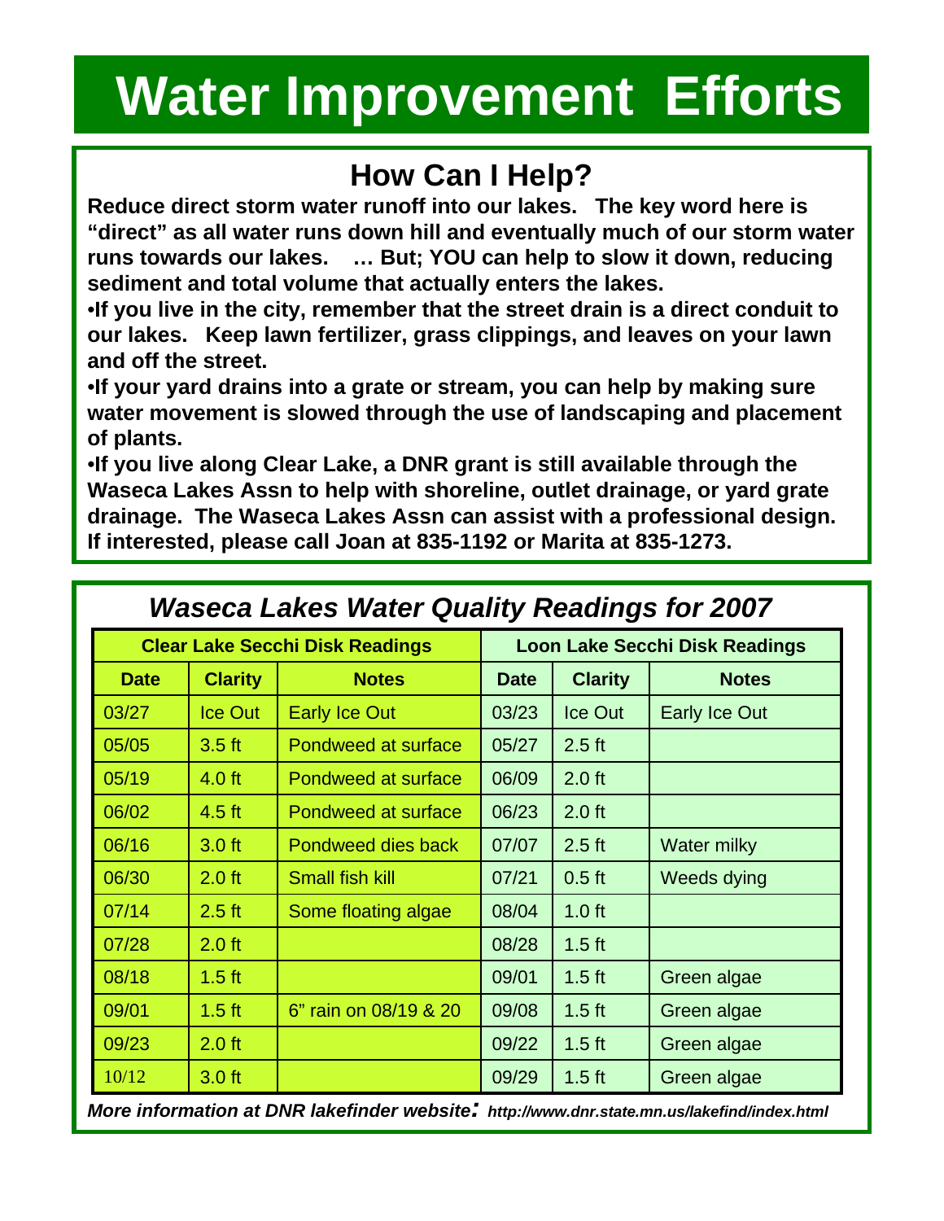# Water Improvement Efforts

## How Can I Help?

**Reduce direct storm water runoff into our lakes. The key word here is "direct" as all water runs down hill and eventually much of our storm water runs towards our lakes. … But; YOU can help to slow it down, reducing sediment and total volume that actually enters the lakes.**

**•If you live in the city, remember that the street drain is a direct conduit to our lakes. Keep lawn fertilizer, grass clippings, and leaves on your lawn and off the street.**

**•If your yard drains into a grate or stream, you can help by making sure water movement is slowed through the use of landscaping and placement of plants.**

**•If you live along Clear Lake, a DNR grant is still available through the Waseca Lakes Assn to help with shoreline, outlet drainage, or yard grate drainage. The Waseca Lakes Assn can assist with a professional design. If interested, please call Joan at 835-1192 or Marita at 835-1273.**

## *Waseca Lakes Water Quality Readings for 2007*

| Clear Lake Secchi Disk Readings | | | Loon Lake Secchi Disk Readings | | |
|---|---|---|---|---|---|
| **Date** | **Clarity** | **Notes** | **Date** | **Clarity** | **Notes** |
| 03/27 | Ice Out | Early Ice Out | 03/23 | Ice Out | Early Ice Out |
| 05/05 | 3.5 ft | Pondweed at surface | 05/27 | 2.5 ft | |
| 05/19 | 4.0 ft | Pondweed at surface | 06/09 | 2.0 ft | |
| 06/02 | 4.5 ft | Pondweed at surface | 06/23 | 2.0 ft | |
| 06/16 | 3.0 ft | Pondweed dies back | 07/07 | 2.5 ft | Water milky |
| 06/30 | 2.0 ft | Small fish kill | 07/21 | 0.5 ft | Weeds dying |
| 07/14 | 2.5 ft | Some floating algae | 08/04 | 1.0 ft | |
| 07/28 | 2.0 ft | | 08/28 | 1.5 ft | |
| 08/18 | 1.5 ft | | 09/01 | 1.5 ft | Green algae |
| 09/01 | 1.5 ft | 6" rain on 08/19 & 20 | 09/08 | 1.5 ft | Green algae |
| 09/23 | 2.0 ft | | 09/22 | 1.5 ft | Green algae |
| 10/12 | 3.0 ft | | 09/29 | 1.5 ft | Green algae |

***More information at DNR lakefinder website: http://www.dnr.state.mn.us/lakefind/index.html***